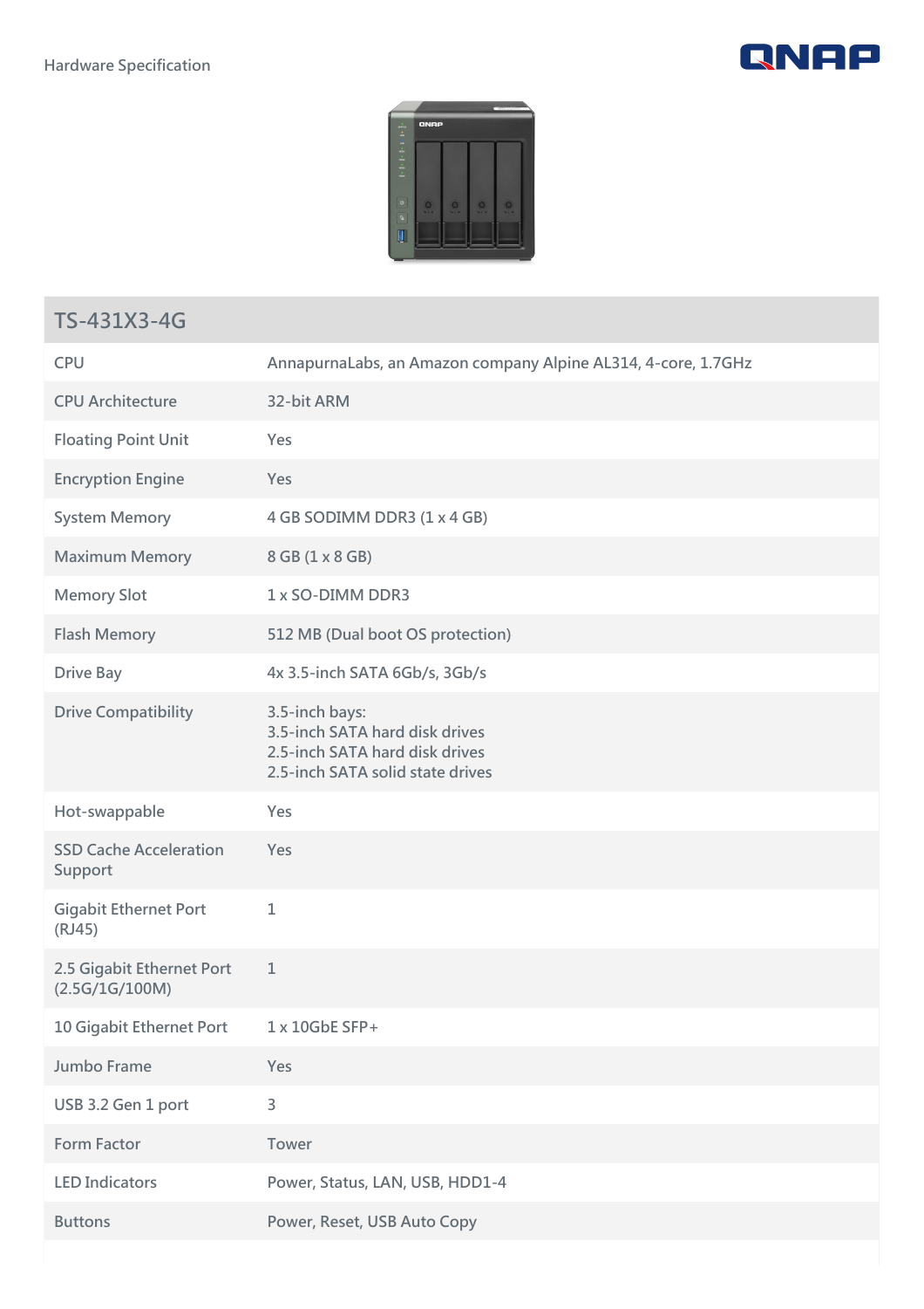Hardware Specification

## TS-431X3-4G

| | |
|---|---|
| CPU | AnnapurnaLabs, an Amazon company Alpine AL314, 4-core, 1.7GHz |
| CPU Architecture | 32-bit ARM |
| Floating Point Unit | Yes |
| Encryption Engine | Yes |
| System Memory | 4 GB SODIMM DDR3 (1 x 4 GB) |
| Maximum Memory | 8 GB (1 x 8 GB) |
| Memory Slot | 1 x SO-DIMM DDR3 |
| Flash Memory | 512 MB (Dual boot OS protection) |
| Drive Bay | 4x 3.5-inch SATA 6Gb/s, 3Gb/s |
| Drive Compatibility | 3.5-inch bays:<br>3.5-inch SATA hard disk drives<br>2.5-inch SATA hard disk drives<br>2.5-inch SATA solid state drives |
| Hot-swappable | Yes |
| SSD Cache Acceleration Support | Yes |
| Gigabit Ethernet Port (RJ45) | 1 |
| 2.5 Gigabit Ethernet Port (2.5G/1G/100M) | 1 |
| 10 Gigabit Ethernet Port | 1 x 10GbE SFP+ |
| Jumbo Frame | Yes |
| USB 3.2 Gen 1 port | 3 |
| Form Factor | Tower |
| LED Indicators | Power, Status, LAN, USB, HDD1-4 |
| Buttons | Power, Reset, USB Auto Copy |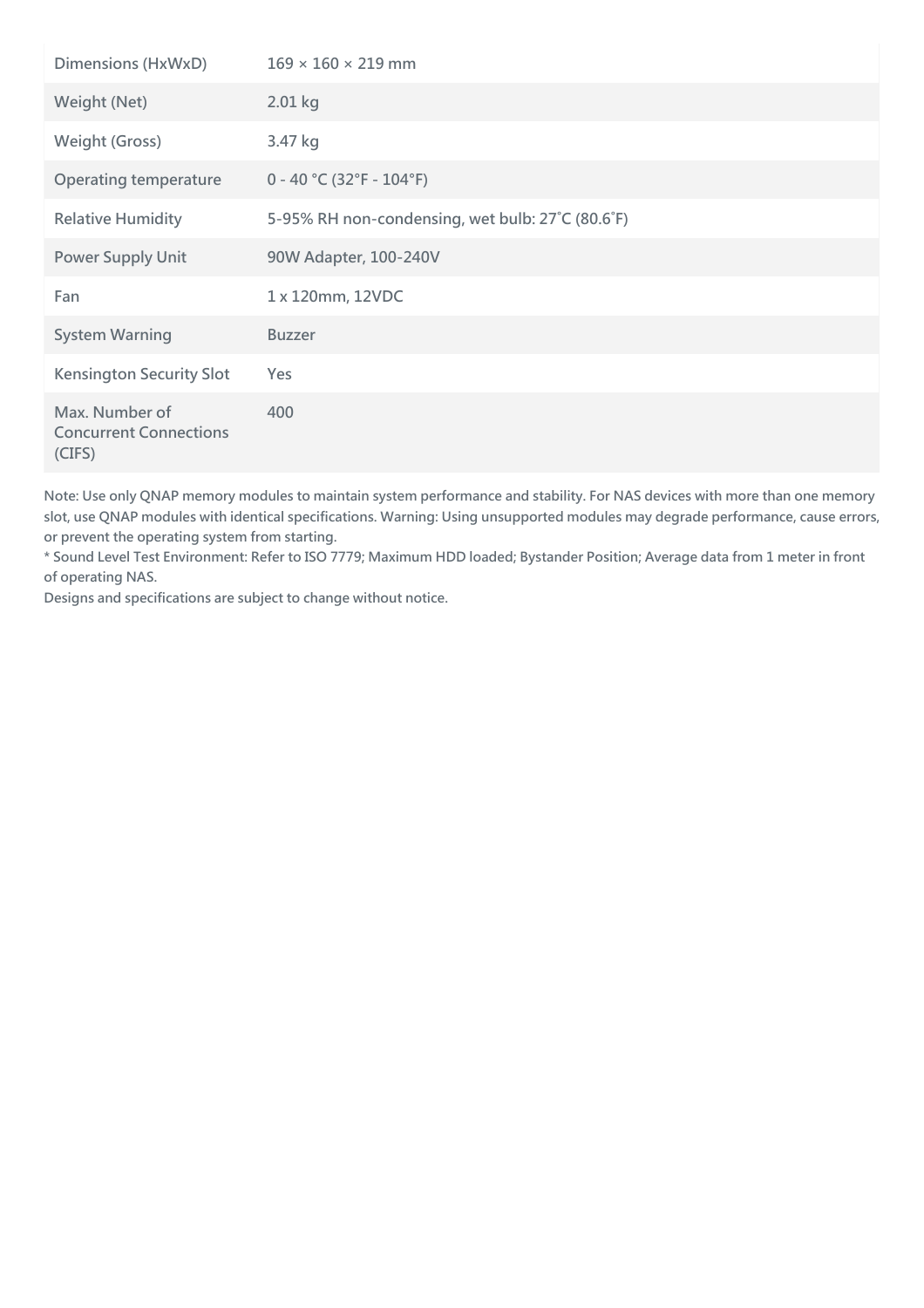| | |
|---|---|
| Dimensions (HxWxD) | 169 × 160 × 219 mm |
| Weight (Net) | 2.01 kg |
| Weight (Gross) | 3.47 kg |
| Operating temperature | 0 - 40 °C (32°F - 104°F) |
| Relative Humidity | 5-95% RH non-condensing, wet bulb: 27˚C (80.6˚F) |
| Power Supply Unit | 90W Adapter, 100-240V |
| Fan | 1 x 120mm, 12VDC |
| System Warning | Buzzer |
| Kensington Security Slot | Yes |
| Max. Number of Concurrent Connections (CIFS) | 400 |

Note: Use only QNAP memory modules to maintain system performance and stability. For NAS devices with more than one memory slot, use QNAP modules with identical specifications. Warning: Using unsupported modules may degrade performance, cause errors, or prevent the operating system from starting.

* Sound Level Test Environment: Refer to ISO 7779; Maximum HDD loaded; Bystander Position; Average data from 1 meter in front of operating NAS.

Designs and specifications are subject to change without notice.